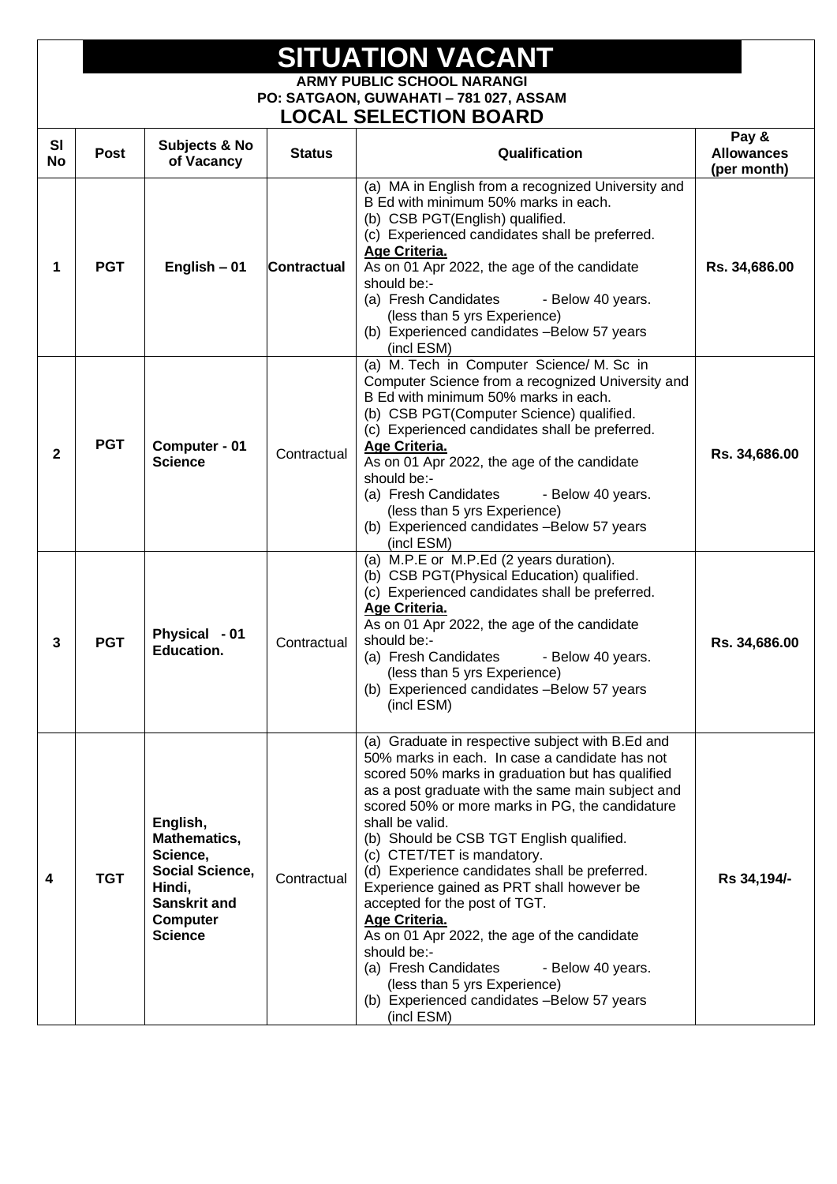# SITUATION VACANT

**ARMY PUBLIC SCHOOL NARANGI**
**PO: SATGAON, GUWAHATI – 781 027, ASSAM**

## LOCAL SELECTION BOARD

| Sl No | Post | Subjects & No of Vacancy | Status | Qualification | Pay & Allowances (per month) |
|---|---|---|---|---|---|
| 1 | **PGT** | **English – 01** | **Contractual** | (a) MA in English from a recognized University and B Ed with minimum 50% marks in each.<br>(b) CSB PGT(English) qualified.<br>(c) Experienced candidates shall be preferred.<br>**Age Criteria.**<br>As on 01 Apr 2022, the age of the candidate should be:-<br>(a) Fresh Candidates - Below 40 years. (less than 5 yrs Experience)<br>(b) Experienced candidates –Below 57 years (incl ESM) | **Rs. 34,686.00** |
| 2 | **PGT** | **Computer - 01 Science** | Contractual | (a) M. Tech in Computer Science/ M. Sc in Computer Science from a recognized University and B Ed with minimum 50% marks in each.<br>(b) CSB PGT(Computer Science) qualified.<br>(c) Experienced candidates shall be preferred.<br>**Age Criteria.**<br>As on 01 Apr 2022, the age of the candidate should be:-<br>(a) Fresh Candidates - Below 40 years. (less than 5 yrs Experience)<br>(b) Experienced candidates –Below 57 years (incl ESM) | **Rs. 34,686.00** |
| 3 | **PGT** | **Physical - 01 Education.** | Contractual | (a) M.P.E or M.P.Ed (2 years duration).<br>(b) CSB PGT(Physical Education) qualified.<br>(c) Experienced candidates shall be preferred.<br>**Age Criteria.**<br>As on 01 Apr 2022, the age of the candidate should be:-<br>(a) Fresh Candidates - Below 40 years. (less than 5 yrs Experience)<br>(b) Experienced candidates –Below 57 years (incl ESM) | **Rs. 34,686.00** |
| 4 | **TGT** | **English, Mathematics, Science, Social Science, Hindi, Sanskrit and Computer Science** | Contractual | (a) Graduate in respective subject with B.Ed and 50% marks in each. In case a candidate has not scored 50% marks in graduation but has qualified as a post graduate with the same main subject and scored 50% or more marks in PG, the candidature shall be valid.<br>(b) Should be CSB TGT English qualified.<br>(c) CTET/TET is mandatory.<br>(d) Experience candidates shall be preferred. Experience gained as PRT shall however be accepted for the post of TGT.<br>**Age Criteria.**<br>As on 01 Apr 2022, the age of the candidate should be:-<br>(a) Fresh Candidates - Below 40 years. (less than 5 yrs Experience)<br>(b) Experienced candidates –Below 57 years (incl ESM) | **Rs 34,194/-** |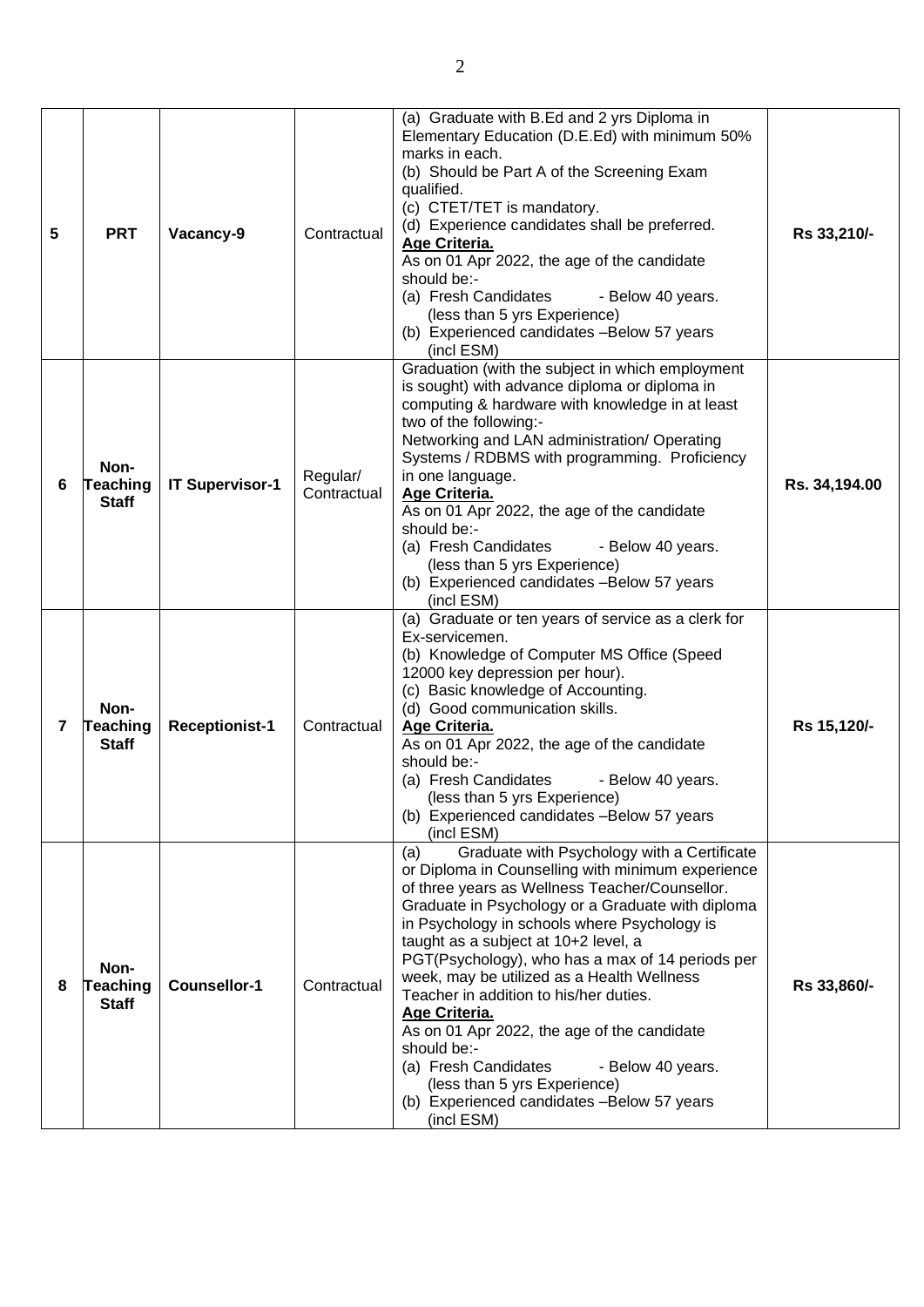| 5 | **PRT** | **Vacancy-9** | Contractual | (a) Graduate with B.Ed and 2 yrs Diploma in Elementary Education (D.E.Ed) with minimum 50% marks in each.<br>(b) Should be Part A of the Screening Exam qualified.<br>(c) CTET/TET is mandatory.<br>(d) Experience candidates shall be preferred.<br>**<u>Age Criteria.</u>**<br>As on 01 Apr 2022, the age of the candidate should be:-<br>(a) Fresh Candidates - Below 40 years. (less than 5 yrs Experience)<br>(b) Experienced candidates –Below 57 years (incl ESM) | **Rs 33,210/-** |
|---|---|---|---|---|---|
| **6** | **Non-Teaching Staff** | **IT Supervisor-1** | Regular/ Contractual | Graduation (with the subject in which employment is sought) with advance diploma or diploma in computing & hardware with knowledge in at least two of the following:-<br>Networking and LAN administration/ Operating Systems / RDBMS with programming. Proficiency in one language.<br>**<u>Age Criteria.</u>**<br>As on 01 Apr 2022, the age of the candidate should be:-<br>(a) Fresh Candidates - Below 40 years. (less than 5 yrs Experience)<br>(b) Experienced candidates –Below 57 years (incl ESM) | **Rs. 34,194.00** |
| **7** | **Non-Teaching Staff** | **Receptionist-1** | Contractual | (a) Graduate or ten years of service as a clerk for Ex-servicemen.<br>(b) Knowledge of Computer MS Office (Speed 12000 key depression per hour).<br>(c) Basic knowledge of Accounting.<br>(d) Good communication skills.<br>**<u>Age Criteria.</u>**<br>As on 01 Apr 2022, the age of the candidate should be:-<br>(a) Fresh Candidates - Below 40 years. (less than 5 yrs Experience)<br>(b) Experienced candidates –Below 57 years (incl ESM) | **Rs 15,120/-** |
| **8** | **Non-Teaching Staff** | **Counsellor-1** | Contractual | (a) Graduate with Psychology with a Certificate or Diploma in Counselling with minimum experience of three years as Wellness Teacher/Counsellor. Graduate in Psychology or a Graduate with diploma in Psychology in schools where Psychology is taught as a subject at 10+2 level, a PGT(Psychology), who has a max of 14 periods per week, may be utilized as a Health Wellness Teacher in addition to his/her duties.<br>**<u>Age Criteria.</u>**<br>As on 01 Apr 2022, the age of the candidate should be:-<br>(a) Fresh Candidates - Below 40 years. (less than 5 yrs Experience)<br>(b) Experienced candidates –Below 57 years (incl ESM) | **Rs 33,860/-** |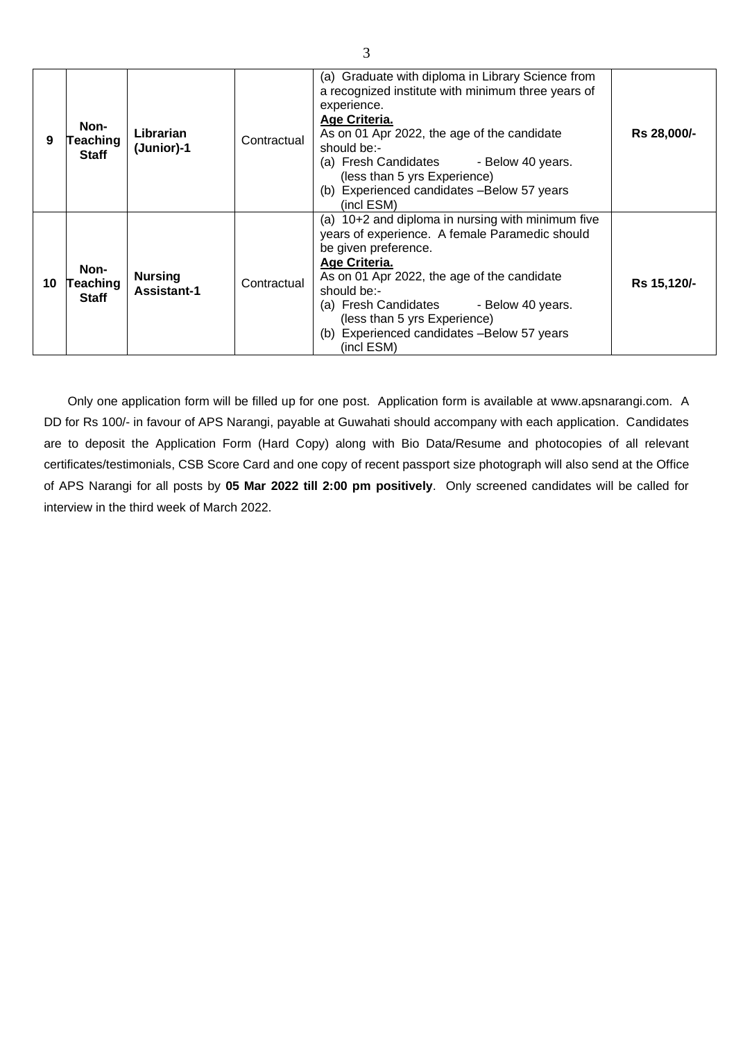| | | | | | |
|---|---|---|---|---|---|
| 9 | **Non-Teaching Staff** | **Librarian (Junior)-1** | Contractual | (a) Graduate with diploma in Library Science from a recognized institute with minimum three years of experience.<br>**<u>Age Criteria.</u>**<br>As on 01 Apr 2022, the age of the candidate should be:-<br>(a) Fresh Candidates - Below 40 years. (less than 5 yrs Experience)<br>(b) Experienced candidates –Below 57 years (incl ESM) | **Rs 28,000/-** |
| 10 | **Non-Teaching Staff** | **Nursing Assistant-1** | Contractual | (a) 10+2 and diploma in nursing with minimum five years of experience. A female Paramedic should be given preference.<br>**<u>Age Criteria.</u>**<br>As on 01 Apr 2022, the age of the candidate should be:-<br>(a) Fresh Candidates - Below 40 years. (less than 5 yrs Experience)<br>(b) Experienced candidates –Below 57 years (incl ESM) | **Rs 15,120/-** |

Only one application form will be filled up for one post. Application form is available at www.apsnarangi.com. A DD for Rs 100/- in favour of APS Narangi, payable at Guwahati should accompany with each application. Candidates are to deposit the Application Form (Hard Copy) along with Bio Data/Resume and photocopies of all relevant certificates/testimonials, CSB Score Card and one copy of recent passport size photograph will also send at the Office of APS Narangi for all posts by **05 Mar 2022 till 2:00 pm positively**. Only screened candidates will be called for interview in the third week of March 2022.